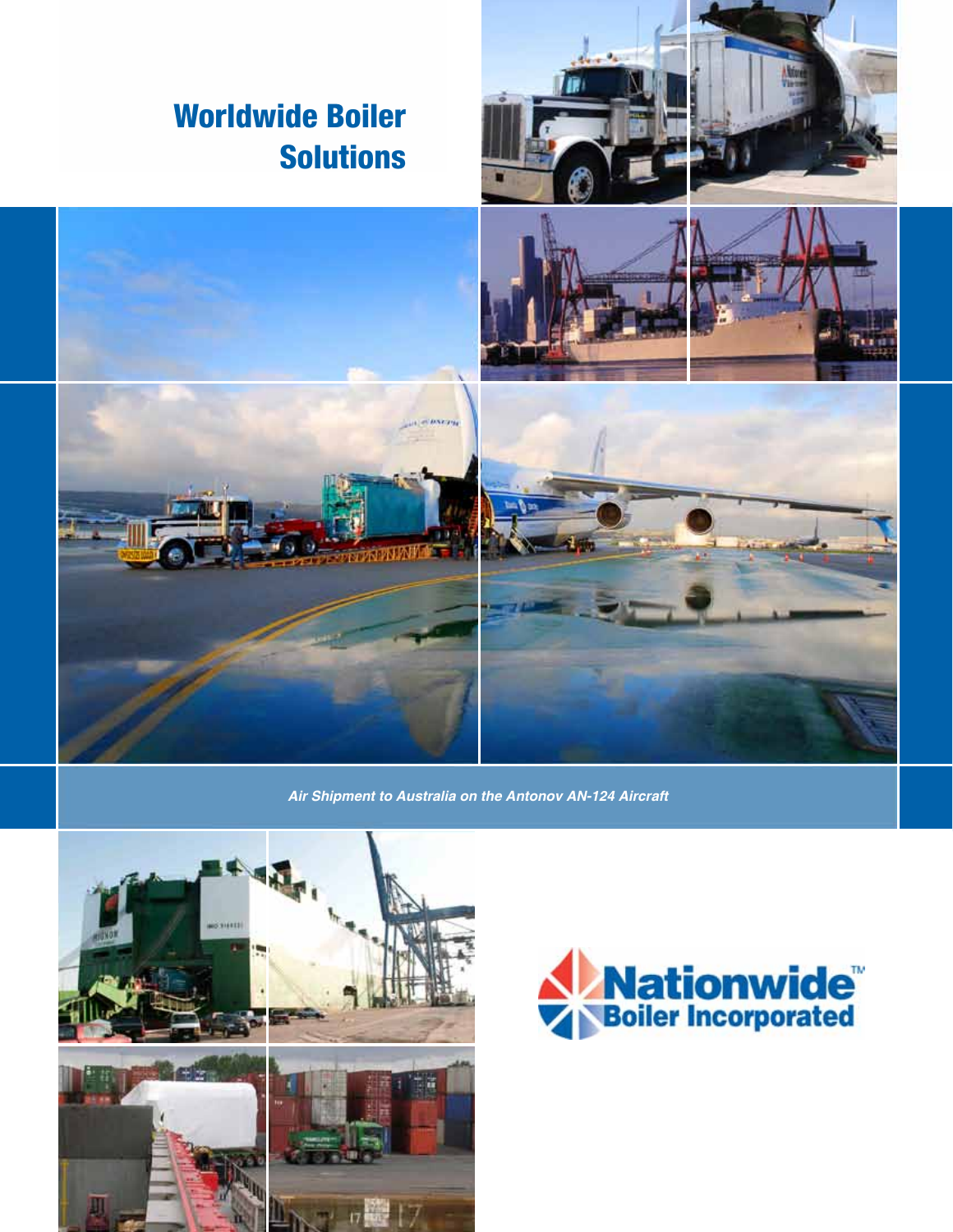# Worldwide Boiler Solutions

*Air Shipment to Australia on the Antonov AN-124 Aircraft*

Nationwide™ Boiler Incorporated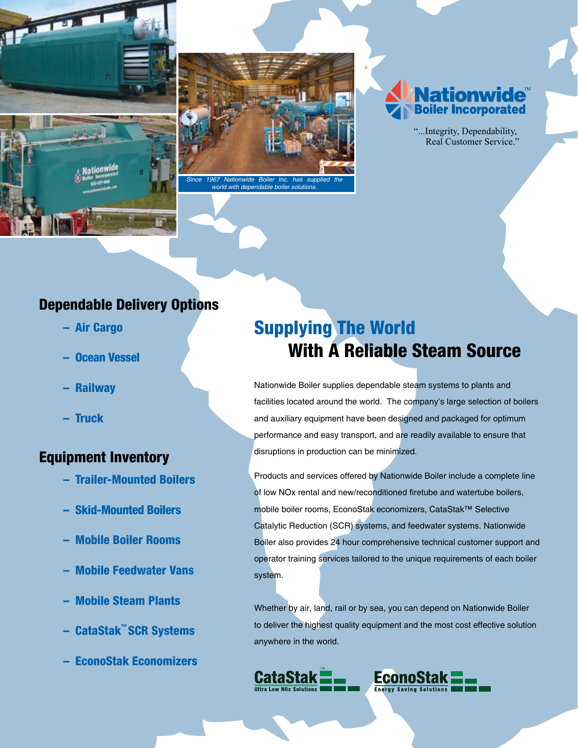Since 1967 Nationwide Boiler Inc. has supplied the world with dependable boiler solutions.

**Nationwide™ Boiler Incorporated**

"...Integrity, Dependability, Real Customer Service."

## Dependable Delivery Options

- Air Cargo
- Ocean Vessel
- Railway
- Truck

## Equipment Inventory

- Trailer-Mounted Boilers
- Skid-Mounted Boilers
- Mobile Boiler Rooms
- Mobile Feedwater Vans
- Mobile Steam Plants
- CataStak™ SCR Systems
- EconoStak Economizers

# Supplying The World With A Reliable Steam Source

Nationwide Boiler supplies dependable steam systems to plants and facilities located around the world. The company's large selection of boilers and auxiliary equipment have been designed and packaged for optimum performance and easy transport, and are readily available to ensure that disruptions in production can be minimized.

Products and services offered by Nationwide Boiler include a complete line of low NOx rental and new/reconditioned firetube and watertube boilers, mobile boiler rooms, EconoStak economizers, CataStak™ Selective Catalytic Reduction (SCR) systems, and feedwater systems. Nationwide Boiler also provides 24 hour comprehensive technical customer support and operator training services tailored to the unique requirements of each boiler system.

Whether by air, land, rail or by sea, you can depend on Nationwide Boiler to deliver the highest quality equipment and the most cost effective solution anywhere in the world.

CataStak™ Ultra Low NOx Solutions

EconoStak Energy Saving Solutions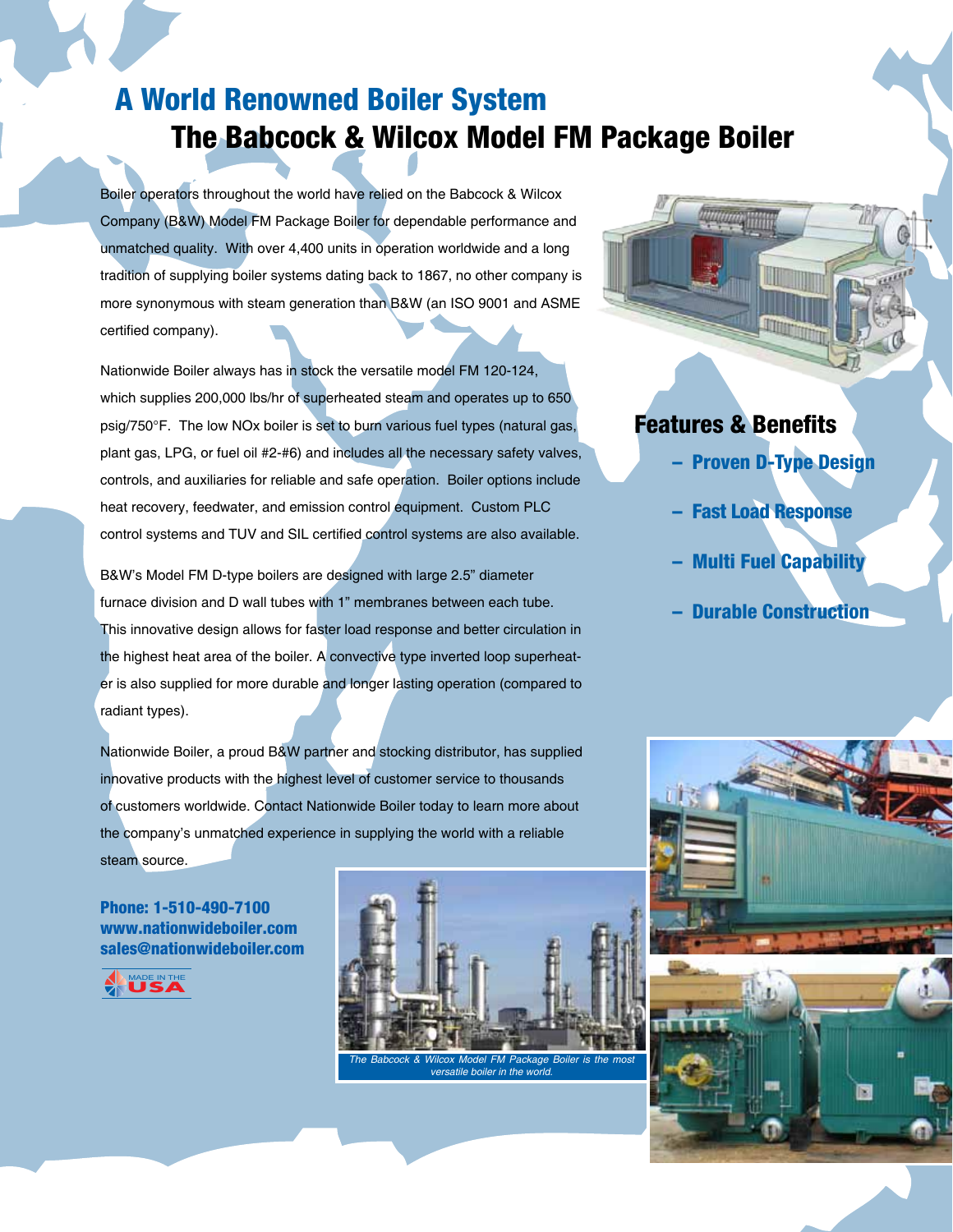# A World Renowned Boiler System

## The Babcock & Wilcox Model FM Package Boiler

Boiler operators throughout the world have relied on the Babcock & Wilcox Company (B&W) Model FM Package Boiler for dependable performance and unmatched quality. With over 4,400 units in operation worldwide and a long tradition of supplying boiler systems dating back to 1867, no other company is more synonymous with steam generation than B&W (an ISO 9001 and ASME certified company).

Nationwide Boiler always has in stock the versatile model FM 120-124, which supplies 200,000 lbs/hr of superheated steam and operates up to 650 psig/750°F. The low NOx boiler is set to burn various fuel types (natural gas, plant gas, LPG, or fuel oil #2-#6) and includes all the necessary safety valves, controls, and auxiliaries for reliable and safe operation. Boiler options include heat recovery, feedwater, and emission control equipment. Custom PLC control systems and TUV and SIL certified control systems are also available.

B&W's Model FM D-type boilers are designed with large 2.5" diameter furnace division and D wall tubes with 1" membranes between each tube. This innovative design allows for faster load response and better circulation in the highest heat area of the boiler. A convective type inverted loop superheater is also supplied for more durable and longer lasting operation (compared to radiant types).

Nationwide Boiler, a proud B&W partner and stocking distributor, has supplied innovative products with the highest level of customer service to thousands of customers worldwide. Contact Nationwide Boiler today to learn more about the company's unmatched experience in supplying the world with a reliable steam source.

**Phone: 1-510-490-7100**
**www.nationwideboiler.com**
**sales@nationwideboiler.com**

MADE IN THE USA

### Features & Benefits

- **Proven D-Type Design**
- **Fast Load Response**
- **Multi Fuel Capability**
- **Durable Construction**

*The Babcock & Wilcox Model FM Package Boiler is the most versatile boiler in the world.*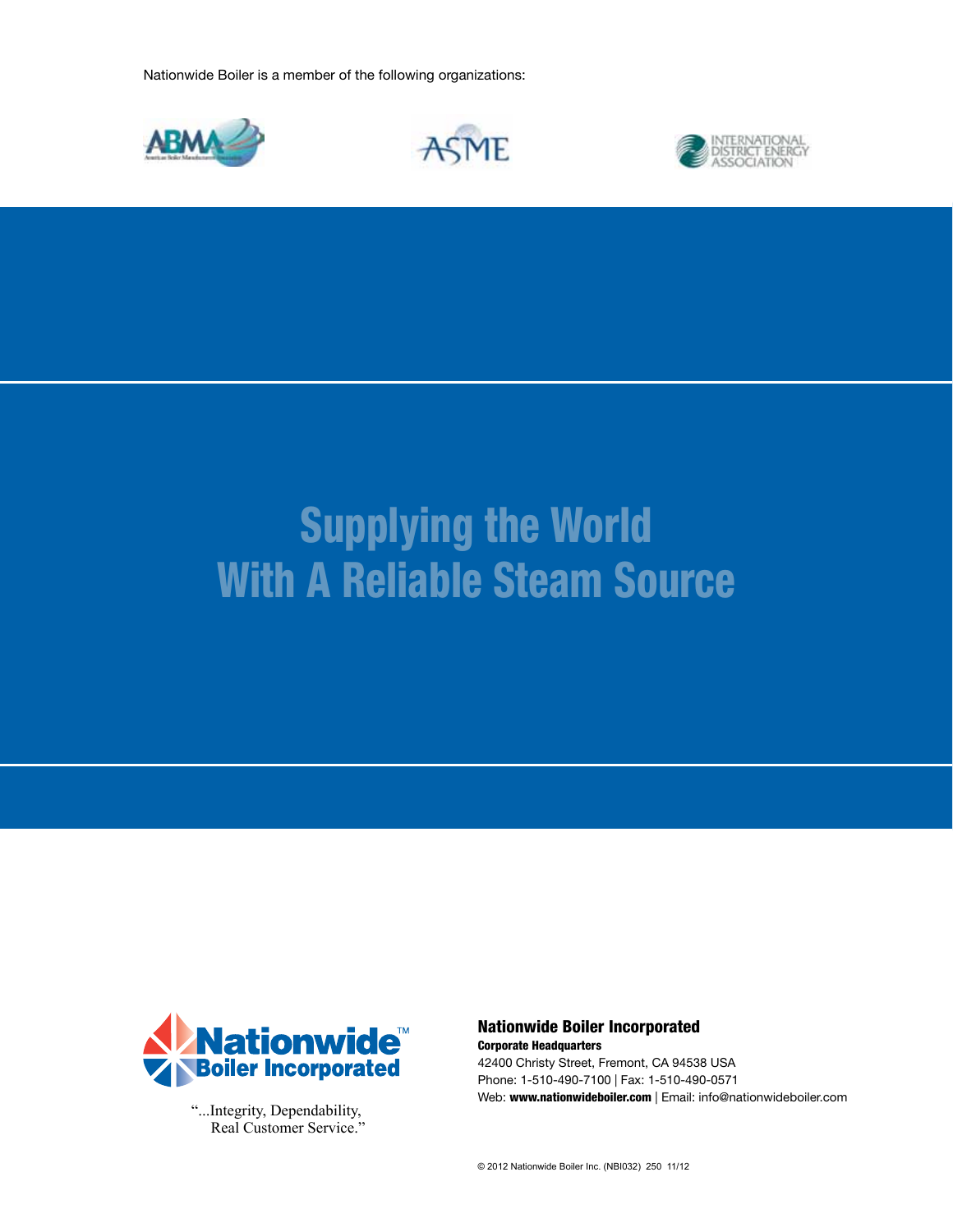Nationwide Boiler is a member of the following organizations:

ABMA

ASME

INTERNATIONAL DISTRICT ENERGY ASSOCIATION

# Supplying the World With A Reliable Steam Source

Nationwide Boiler Incorporated

"...Integrity, Dependability, Real Customer Service."

**Nationwide Boiler Incorporated**

**Corporate Headquarters**

42400 Christy Street, Fremont, CA 94538 USA

Phone: 1-510-490-7100 | Fax: 1-510-490-0571

Web: **www.nationwideboiler.com** | Email: info@nationwideboiler.com

© 2012 Nationwide Boiler Inc. (NBI032) 250 11/12